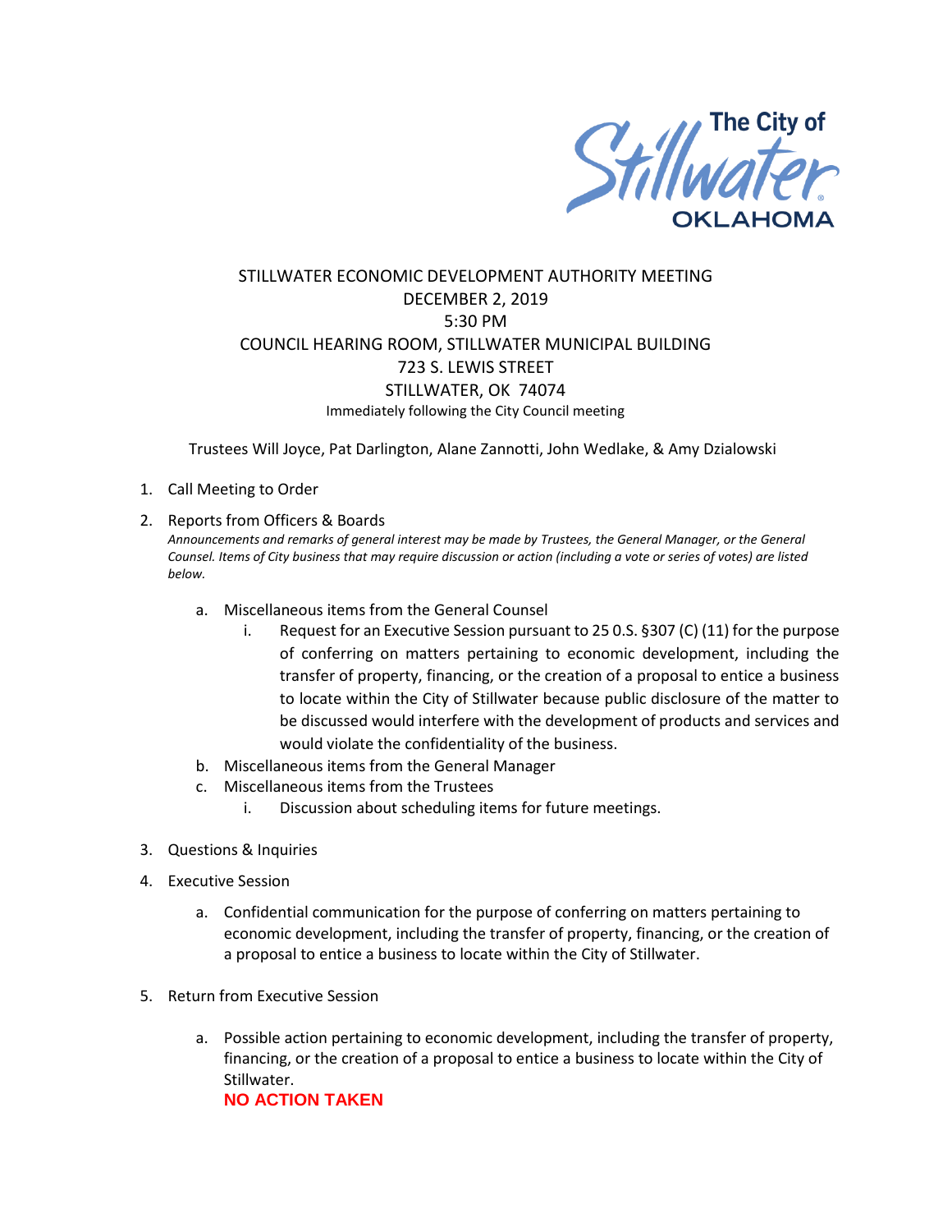The City of Stillwater OKLAHOMA

# STILLWATER ECONOMIC DEVELOPMENT AUTHORITY MEETING
## DECEMBER 2, 2019
## 5:30 PM
## COUNCIL HEARING ROOM, STILLWATER MUNICIPAL BUILDING
## 723 S. LEWIS STREET
## STILLWATER, OK 74074

Immediately following the City Council meeting

Trustees Will Joyce, Pat Darlington, Alane Zannotti, John Wedlake, & Amy Dzialowski

1. Call Meeting to Order
2. Reports from Officers & Boards
   *Announcements and remarks of general interest may be made by Trustees, the General Manager, or the General Counsel. Items of City business that may require discussion or action (including a vote or series of votes) are listed below.*
   a. Miscellaneous items from the General Counsel
      i. Request for an Executive Session pursuant to 25 0.S. §307 (C) (11) for the purpose of conferring on matters pertaining to economic development, including the transfer of property, financing, or the creation of a proposal to entice a business to locate within the City of Stillwater because public disclosure of the matter to be discussed would interfere with the development of products and services and would violate the confidentiality of the business.
   b. Miscellaneous items from the General Manager
   c. Miscellaneous items from the Trustees
      i. Discussion about scheduling items for future meetings.
3. Questions & Inquiries
4. Executive Session
   a. Confidential communication for the purpose of conferring on matters pertaining to economic development, including the transfer of property, financing, or the creation of a proposal to entice a business to locate within the City of Stillwater.
5. Return from Executive Session
   a. Possible action pertaining to economic development, including the transfer of property, financing, or the creation of a proposal to entice a business to locate within the City of Stillwater.
      **NO ACTION TAKEN**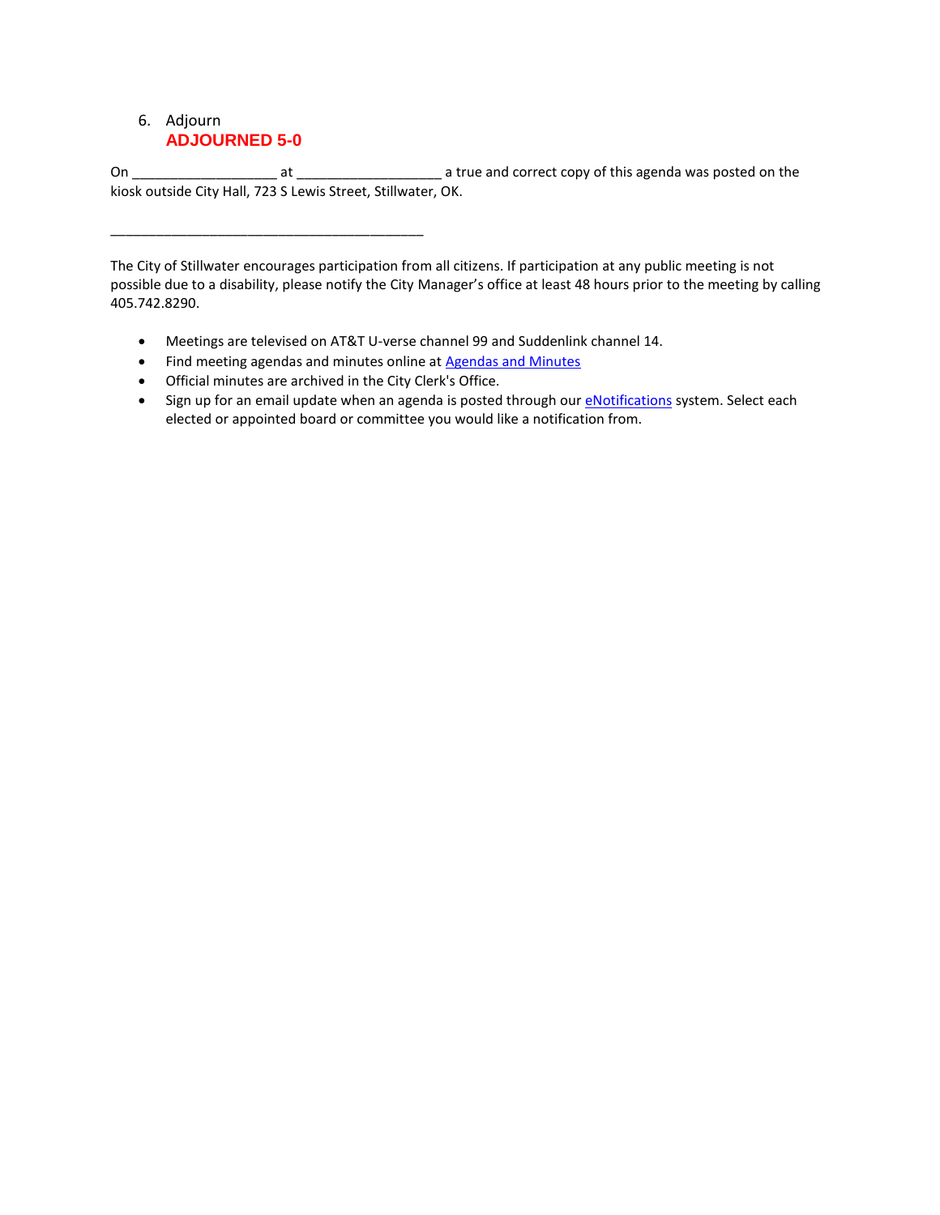6. Adjourn
   **ADJOURNED 5-0**

On ___________________ at ___________________ a true and correct copy of this agenda was posted on the kiosk outside City Hall, 723 S Lewis Street, Stillwater, OK.

_________________________________________

The City of Stillwater encourages participation from all citizens. If participation at any public meeting is not possible due to a disability, please notify the City Manager's office at least 48 hours prior to the meeting by calling 405.742.8290.

- Meetings are televised on AT&T U-verse channel 99 and Suddenlink channel 14.
- Find meeting agendas and minutes online at Agendas and Minutes
- Official minutes are archived in the City Clerk's Office.
- Sign up for an email update when an agenda is posted through our eNotifications system. Select each elected or appointed board or committee you would like a notification from.